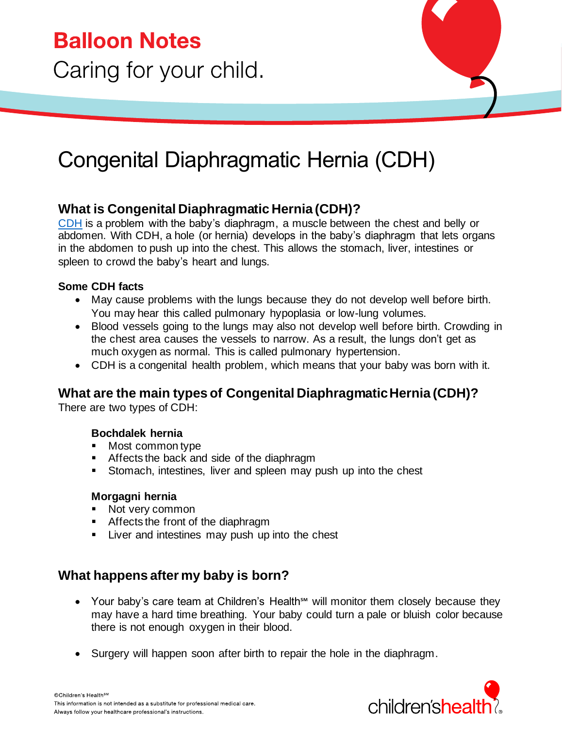# Balloon Notes

Caring for your child.

# Congenital Diaphragmatic Hernia (CDH)

## What is Congenital Diaphragmatic Hernia (CDH)?

CDH is a problem with the baby's diaphragm, a muscle between the chest and belly or abdomen. With CDH, a hole (or hernia) develops in the baby's diaphragm that lets organs in the abdomen to push up into the chest. This allows the stomach, liver, intestines or spleen to crowd the baby's heart and lungs.

**Some CDH facts**

- May cause problems with the lungs because they do not develop well before birth. You may hear this called pulmonary hypoplasia or low-lung volumes.
- Blood vessels going to the lungs may also not develop well before birth. Crowding in the chest area causes the vessels to narrow. As a result, the lungs don't get as much oxygen as normal. This is called pulmonary hypertension.
- CDH is a congenital health problem, which means that your baby was born with it.

## What are the main types of Congenital Diaphragmatic Hernia (CDH)?

There are two types of CDH:

**Bochdalek hernia**

- Most common type
- Affects the back and side of the diaphragm
- Stomach, intestines, liver and spleen may push up into the chest

**Morgagni hernia**

- Not very common
- Affects the front of the diaphragm
- Liver and intestines may push up into the chest

## What happens after my baby is born?

- Your baby's care team at Children's Health℠ will monitor them closely because they may have a hard time breathing. Your baby could turn a pale or bluish color because there is not enough oxygen in their blood.

- Surgery will happen soon after birth to repair the hole in the diaphragm.

©Children's Health℠
This information is not intended as a substitute for professional medical care. Always follow your healthcare professional's instructions.

children'shealth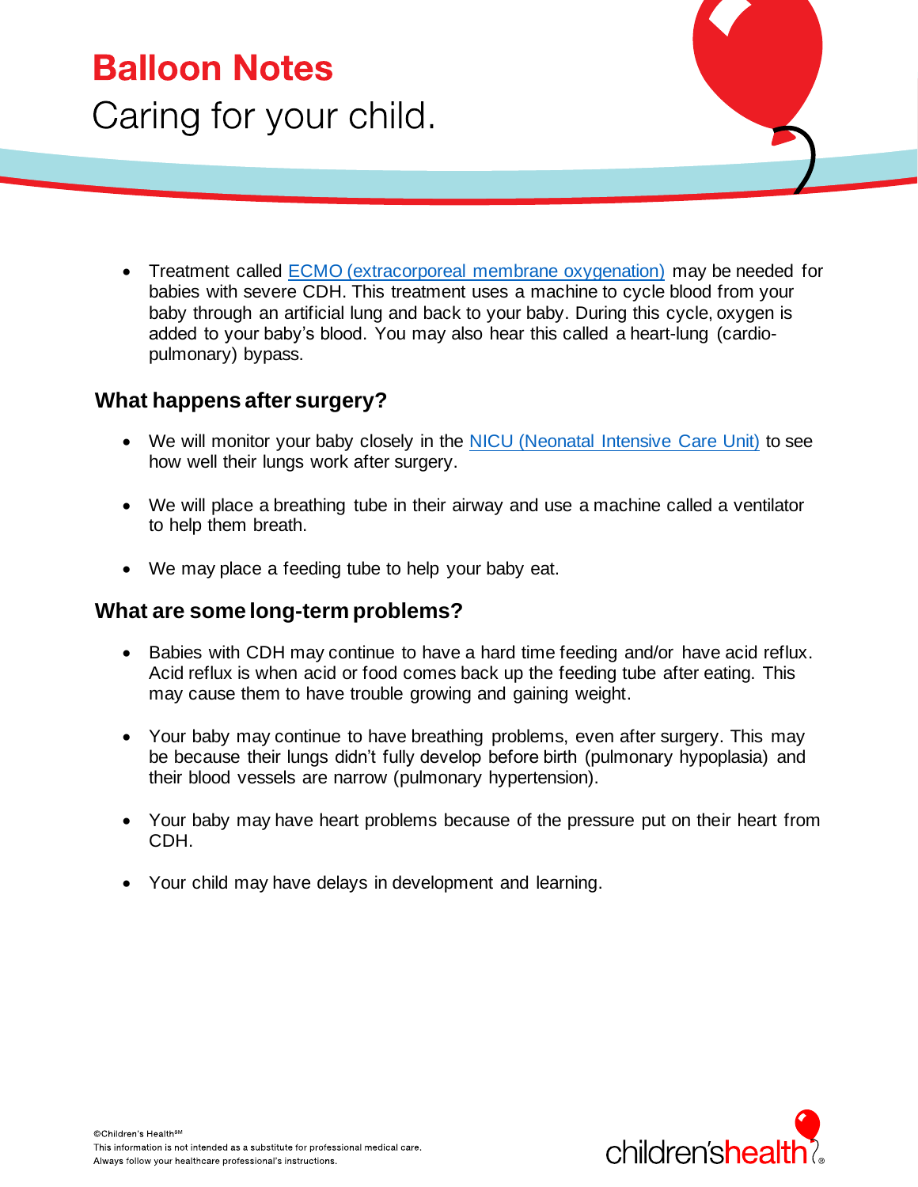- Treatment called ECMO (extracorporeal membrane oxygenation) may be needed for babies with severe CDH. This treatment uses a machine to cycle blood from your baby through an artificial lung and back to your baby. During this cycle, oxygen is added to your baby's blood. You may also hear this called a heart-lung (cardio-pulmonary) bypass.

## What happens after surgery?

- We will monitor your baby closely in the NICU (Neonatal Intensive Care Unit) to see how well their lungs work after surgery.
- We will place a breathing tube in their airway and use a machine called a ventilator to help them breath.
- We may place a feeding tube to help your baby eat.

## What are some long-term problems?

- Babies with CDH may continue to have a hard time feeding and/or have acid reflux. Acid reflux is when acid or food comes back up the feeding tube after eating. This may cause them to have trouble growing and gaining weight.
- Your baby may continue to have breathing problems, even after surgery. This may be because their lungs didn't fully develop before birth (pulmonary hypoplasia) and their blood vessels are narrow (pulmonary hypertension).
- Your baby may have heart problems because of the pressure put on their heart from CDH.
- Your child may have delays in development and learning.

©Children's Health℠
This information is not intended as a substitute for professional medical care. Always follow your healthcare professional's instructions.